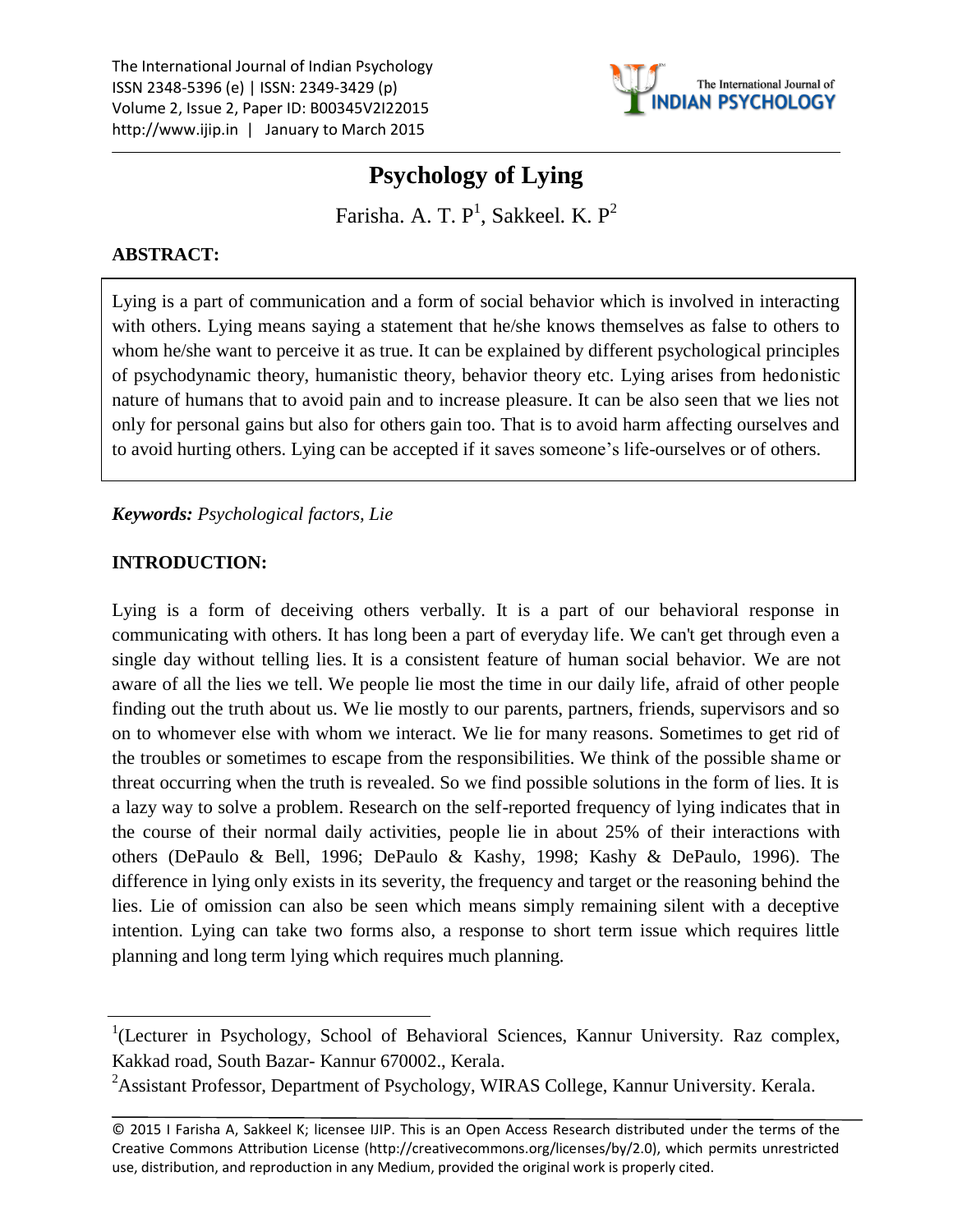# Psychology of Lying

Farisha. A. T. P[1], Sakkeel. K. P[2]

## ABSTRACT:

Lying is a part of communication and a form of social behavior which is involved in interacting with others. Lying means saying a statement that he/she knows themselves as false to others to whom he/she want to perceive it as true. It can be explained by different psychological principles of psychodynamic theory, humanistic theory, behavior theory etc. Lying arises from hedonistic nature of humans that to avoid pain and to increase pleasure. It can be also seen that we lies not only for personal gains but also for others gain too. That is to avoid harm affecting ourselves and to avoid hurting others. Lying can be accepted if it saves someone's life-ourselves or of others.

***Keywords:*** *Psychological factors, Lie*

## INTRODUCTION:

Lying is a form of deceiving others verbally. It is a part of our behavioral response in communicating with others. It has long been a part of everyday life. We can't get through even a single day without telling lies. It is a consistent feature of human social behavior. We are not aware of all the lies we tell. We people lie most the time in our daily life, afraid of other people finding out the truth about us. We lie mostly to our parents, partners, friends, supervisors and so on to whomever else with whom we interact. We lie for many reasons. Sometimes to get rid of the troubles or sometimes to escape from the responsibilities. We think of the possible shame or threat occurring when the truth is revealed. So we find possible solutions in the form of lies. It is a lazy way to solve a problem. Research on the self-reported frequency of lying indicates that in the course of their normal daily activities, people lie in about 25% of their interactions with others (DePaulo & Bell, 1996; DePaulo & Kashy, 1998; Kashy & DePaulo, 1996). The difference in lying only exists in its severity, the frequency and target or the reasoning behind the lies. Lie of omission can also be seen which means simply remaining silent with a deceptive intention. Lying can take two forms also, a response to short term issue which requires little planning and long term lying which requires much planning.

---

[1](Lecturer in Psychology, School of Behavioral Sciences, Kannur University. Raz complex, Kakkad road, South Bazar- Kannur 670002., Kerala.

[2]Assistant Professor, Department of Psychology, WIRAS College, Kannur University. Kerala.

© 2015 I Farisha A, Sakkeel K; licensee IJIP. This is an Open Access Research distributed under the terms of the Creative Commons Attribution License (http://creativecommons.org/licenses/by/2.0), which permits unrestricted use, distribution, and reproduction in any Medium, provided the original work is properly cited.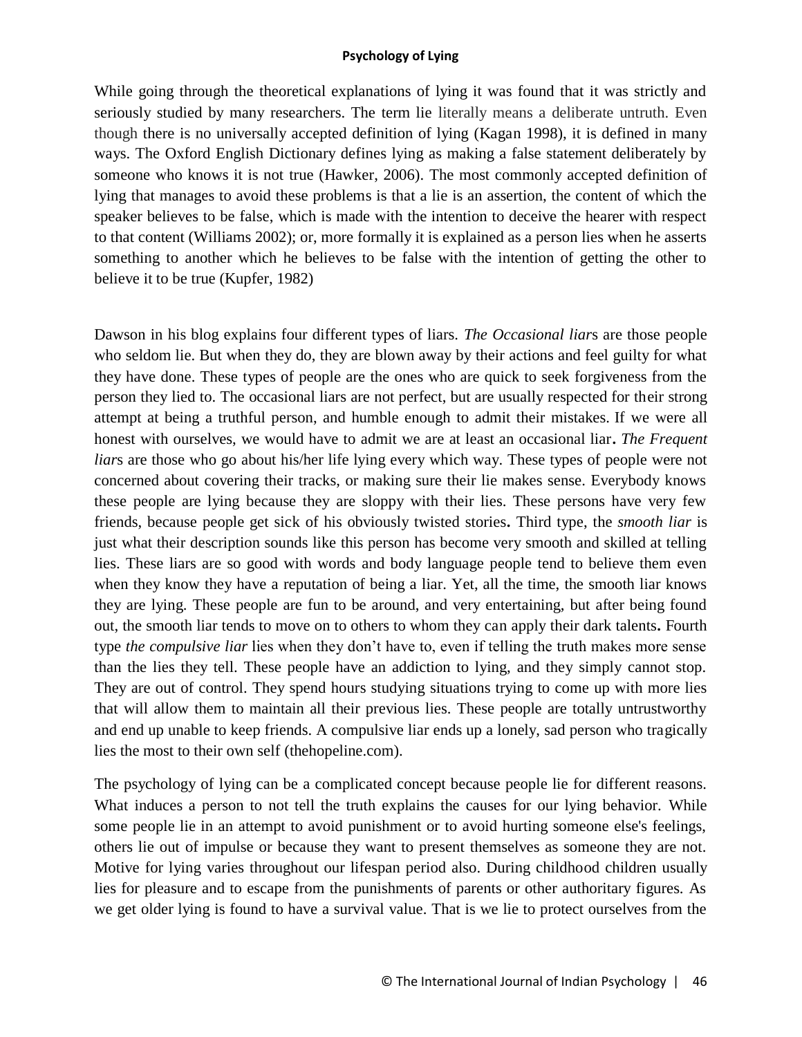While going through the theoretical explanations of lying it was found that it was strictly and seriously studied by many researchers. The term lie literally means a deliberate untruth. Even though there is no universally accepted definition of lying (Kagan 1998), it is defined in many ways. The Oxford English Dictionary defines lying as making a false statement deliberately by someone who knows it is not true (Hawker, 2006). The most commonly accepted definition of lying that manages to avoid these problems is that a lie is an assertion, the content of which the speaker believes to be false, which is made with the intention to deceive the hearer with respect to that content (Williams 2002); or, more formally it is explained as a person lies when he asserts something to another which he believes to be false with the intention of getting the other to believe it to be true (Kupfer, 1982)

Dawson in his blog explains four different types of liars. *The Occasional liar*s are those people who seldom lie. But when they do, they are blown away by their actions and feel guilty for what they have done. These types of people are the ones who are quick to seek forgiveness from the person they lied to. The occasional liars are not perfect, but are usually respected for their strong attempt at being a truthful person, and humble enough to admit their mistakes. If we were all honest with ourselves, we would have to admit we are at least an occasional liar**.** *The Frequent liar*s are those who go about his/her life lying every which way. These types of people were not concerned about covering their tracks, or making sure their lie makes sense. Everybody knows these people are lying because they are sloppy with their lies. These persons have very few friends, because people get sick of his obviously twisted stories**.** Third type, the *smooth liar* is just what their description sounds like this person has become very smooth and skilled at telling lies. These liars are so good with words and body language people tend to believe them even when they know they have a reputation of being a liar. Yet, all the time, the smooth liar knows they are lying. These people are fun to be around, and very entertaining, but after being found out, the smooth liar tends to move on to others to whom they can apply their dark talents**.** Fourth type *the compulsive liar* lies when they don't have to, even if telling the truth makes more sense than the lies they tell. These people have an addiction to lying, and they simply cannot stop. They are out of control. They spend hours studying situations trying to come up with more lies that will allow them to maintain all their previous lies. These people are totally untrustworthy and end up unable to keep friends. A compulsive liar ends up a lonely, sad person who tragically lies the most to their own self (thehopeline.com).

The psychology of lying can be a complicated concept because people lie for different reasons. What induces a person to not tell the truth explains the causes for our lying behavior. While some people lie in an attempt to avoid punishment or to avoid hurting someone else's feelings, others lie out of impulse or because they want to present themselves as someone they are not. Motive for lying varies throughout our lifespan period also. During childhood children usually lies for pleasure and to escape from the punishments of parents or other authoritary figures. As we get older lying is found to have a survival value. That is we lie to protect ourselves from the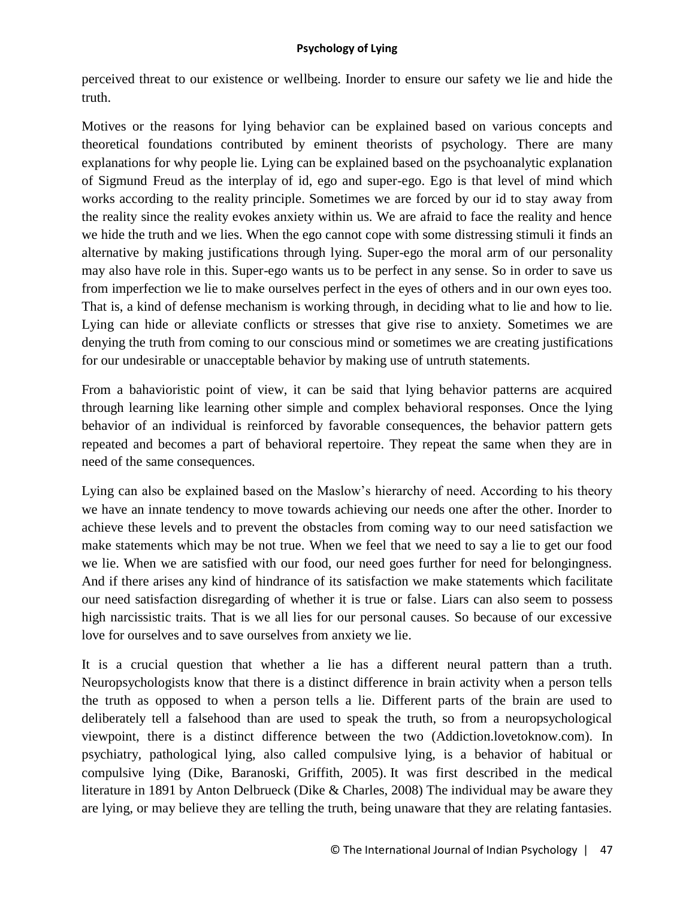perceived threat to our existence or wellbeing. Inorder to ensure our safety we lie and hide the truth.

Motives or the reasons for lying behavior can be explained based on various concepts and theoretical foundations contributed by eminent theorists of psychology. There are many explanations for why people lie. Lying can be explained based on the psychoanalytic explanation of Sigmund Freud as the interplay of id, ego and super-ego. Ego is that level of mind which works according to the reality principle. Sometimes we are forced by our id to stay away from the reality since the reality evokes anxiety within us. We are afraid to face the reality and hence we hide the truth and we lies. When the ego cannot cope with some distressing stimuli it finds an alternative by making justifications through lying. Super-ego the moral arm of our personality may also have role in this. Super-ego wants us to be perfect in any sense. So in order to save us from imperfection we lie to make ourselves perfect in the eyes of others and in our own eyes too. That is, a kind of defense mechanism is working through, in deciding what to lie and how to lie. Lying can hide or alleviate conflicts or stresses that give rise to anxiety. Sometimes we are denying the truth from coming to our conscious mind or sometimes we are creating justifications for our undesirable or unacceptable behavior by making use of untruth statements.

From a bahavioristic point of view, it can be said that lying behavior patterns are acquired through learning like learning other simple and complex behavioral responses. Once the lying behavior of an individual is reinforced by favorable consequences, the behavior pattern gets repeated and becomes a part of behavioral repertoire. They repeat the same when they are in need of the same consequences.

Lying can also be explained based on the Maslow's hierarchy of need. According to his theory we have an innate tendency to move towards achieving our needs one after the other. Inorder to achieve these levels and to prevent the obstacles from coming way to our need satisfaction we make statements which may be not true. When we feel that we need to say a lie to get our food we lie. When we are satisfied with our food, our need goes further for need for belongingness. And if there arises any kind of hindrance of its satisfaction we make statements which facilitate our need satisfaction disregarding of whether it is true or false. Liars can also seem to possess high narcissistic traits. That is we all lies for our personal causes. So because of our excessive love for ourselves and to save ourselves from anxiety we lie.

It is a crucial question that whether a lie has a different neural pattern than a truth. Neuropsychologists know that there is a distinct difference in brain activity when a person tells the truth as opposed to when a person tells a lie. Different parts of the brain are used to deliberately tell a falsehood than are used to speak the truth, so from a neuropsychological viewpoint, there is a distinct difference between the two (Addiction.lovetoknow.com). In psychiatry, pathological lying, also called compulsive lying, is a behavior of habitual or compulsive lying (Dike, Baranoski, Griffith, 2005). It was first described in the medical literature in 1891 by Anton Delbrueck (Dike & Charles, 2008) The individual may be aware they are lying, or may believe they are telling the truth, being unaware that they are relating fantasies.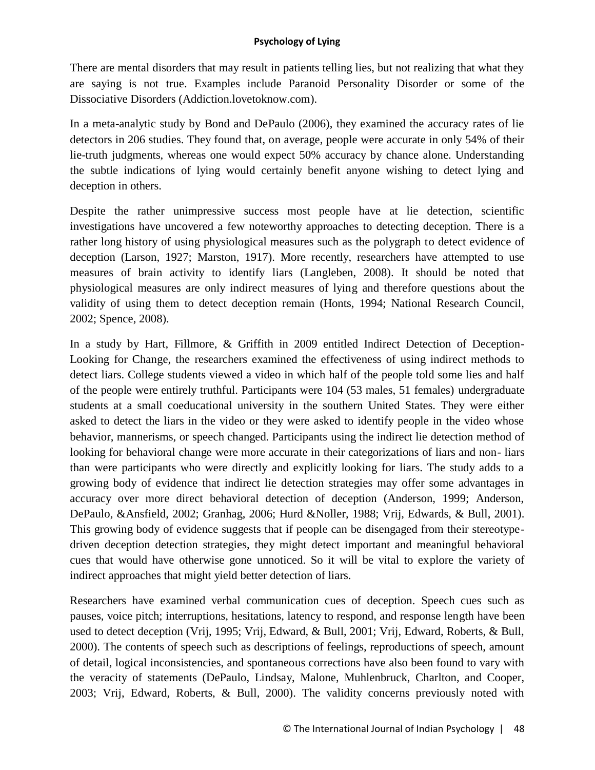There are mental disorders that may result in patients telling lies, but not realizing that what they are saying is not true. Examples include Paranoid Personality Disorder or some of the Dissociative Disorders (Addiction.lovetoknow.com).

In a meta-analytic study by Bond and DePaulo (2006), they examined the accuracy rates of lie detectors in 206 studies. They found that, on average, people were accurate in only 54% of their lie-truth judgments, whereas one would expect 50% accuracy by chance alone. Understanding the subtle indications of lying would certainly benefit anyone wishing to detect lying and deception in others.

Despite the rather unimpressive success most people have at lie detection, scientific investigations have uncovered a few noteworthy approaches to detecting deception. There is a rather long history of using physiological measures such as the polygraph to detect evidence of deception (Larson, 1927; Marston, 1917). More recently, researchers have attempted to use measures of brain activity to identify liars (Langleben, 2008). It should be noted that physiological measures are only indirect measures of lying and therefore questions about the validity of using them to detect deception remain (Honts, 1994; National Research Council, 2002; Spence, 2008).

In a study by Hart, Fillmore, & Griffith in 2009 entitled Indirect Detection of Deception- Looking for Change, the researchers examined the effectiveness of using indirect methods to detect liars. College students viewed a video in which half of the people told some lies and half of the people were entirely truthful. Participants were 104 (53 males, 51 females) undergraduate students at a small coeducational university in the southern United States. They were either asked to detect the liars in the video or they were asked to identify people in the video whose behavior, mannerisms, or speech changed. Participants using the indirect lie detection method of looking for behavioral change were more accurate in their categorizations of liars and non- liars than were participants who were directly and explicitly looking for liars. The study adds to a growing body of evidence that indirect lie detection strategies may offer some advantages in accuracy over more direct behavioral detection of deception (Anderson, 1999; Anderson, DePaulo, &Ansfield, 2002; Granhag, 2006; Hurd &Noller, 1988; Vrij, Edwards, & Bull, 2001). This growing body of evidence suggests that if people can be disengaged from their stereotype-driven deception detection strategies, they might detect important and meaningful behavioral cues that would have otherwise gone unnoticed. So it will be vital to explore the variety of indirect approaches that might yield better detection of liars.

Researchers have examined verbal communication cues of deception. Speech cues such as pauses, voice pitch; interruptions, hesitations, latency to respond, and response length have been used to detect deception (Vrij, 1995; Vrij, Edward, & Bull, 2001; Vrij, Edward, Roberts, & Bull, 2000). The contents of speech such as descriptions of feelings, reproductions of speech, amount of detail, logical inconsistencies, and spontaneous corrections have also been found to vary with the veracity of statements (DePaulo, Lindsay, Malone, Muhlenbruck, Charlton, and Cooper, 2003; Vrij, Edward, Roberts, & Bull, 2000). The validity concerns previously noted with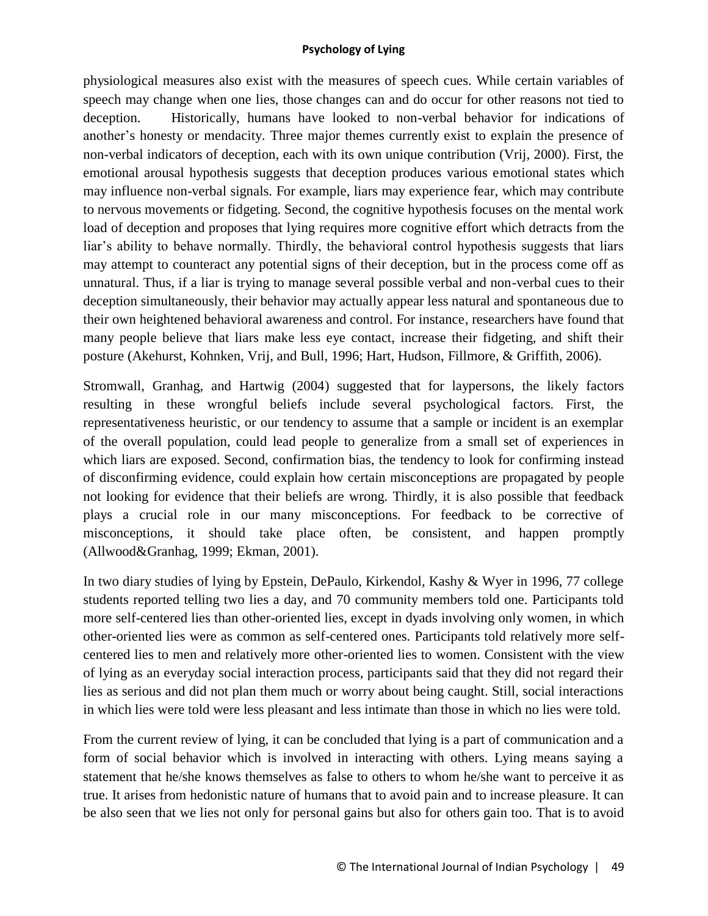physiological measures also exist with the measures of speech cues. While certain variables of speech may change when one lies, those changes can and do occur for other reasons not tied to deception. Historically, humans have looked to non-verbal behavior for indications of another's honesty or mendacity. Three major themes currently exist to explain the presence of non-verbal indicators of deception, each with its own unique contribution (Vrij, 2000). First, the emotional arousal hypothesis suggests that deception produces various emotional states which may influence non-verbal signals. For example, liars may experience fear, which may contribute to nervous movements or fidgeting. Second, the cognitive hypothesis focuses on the mental work load of deception and proposes that lying requires more cognitive effort which detracts from the liar's ability to behave normally. Thirdly, the behavioral control hypothesis suggests that liars may attempt to counteract any potential signs of their deception, but in the process come off as unnatural. Thus, if a liar is trying to manage several possible verbal and non-verbal cues to their deception simultaneously, their behavior may actually appear less natural and spontaneous due to their own heightened behavioral awareness and control. For instance, researchers have found that many people believe that liars make less eye contact, increase their fidgeting, and shift their posture (Akehurst, Kohnken, Vrij, and Bull, 1996; Hart, Hudson, Fillmore, & Griffith, 2006).

Stromwall, Granhag, and Hartwig (2004) suggested that for laypersons, the likely factors resulting in these wrongful beliefs include several psychological factors. First, the representativeness heuristic, or our tendency to assume that a sample or incident is an exemplar of the overall population, could lead people to generalize from a small set of experiences in which liars are exposed. Second, confirmation bias, the tendency to look for confirming instead of disconfirming evidence, could explain how certain misconceptions are propagated by people not looking for evidence that their beliefs are wrong. Thirdly, it is also possible that feedback plays a crucial role in our many misconceptions. For feedback to be corrective of misconceptions, it should take place often, be consistent, and happen promptly (Allwood&Granhag, 1999; Ekman, 2001).

In two diary studies of lying by Epstein, DePaulo, Kirkendol, Kashy & Wyer in 1996, 77 college students reported telling two lies a day, and 70 community members told one. Participants told more self-centered lies than other-oriented lies, except in dyads involving only women, in which other-oriented lies were as common as self-centered ones. Participants told relatively more self-centered lies to men and relatively more other-oriented lies to women. Consistent with the view of lying as an everyday social interaction process, participants said that they did not regard their lies as serious and did not plan them much or worry about being caught. Still, social interactions in which lies were told were less pleasant and less intimate than those in which no lies were told.

From the current review of lying, it can be concluded that lying is a part of communication and a form of social behavior which is involved in interacting with others. Lying means saying a statement that he/she knows themselves as false to others to whom he/she want to perceive it as true. It arises from hedonistic nature of humans that to avoid pain and to increase pleasure. It can be also seen that we lies not only for personal gains but also for others gain too. That is to avoid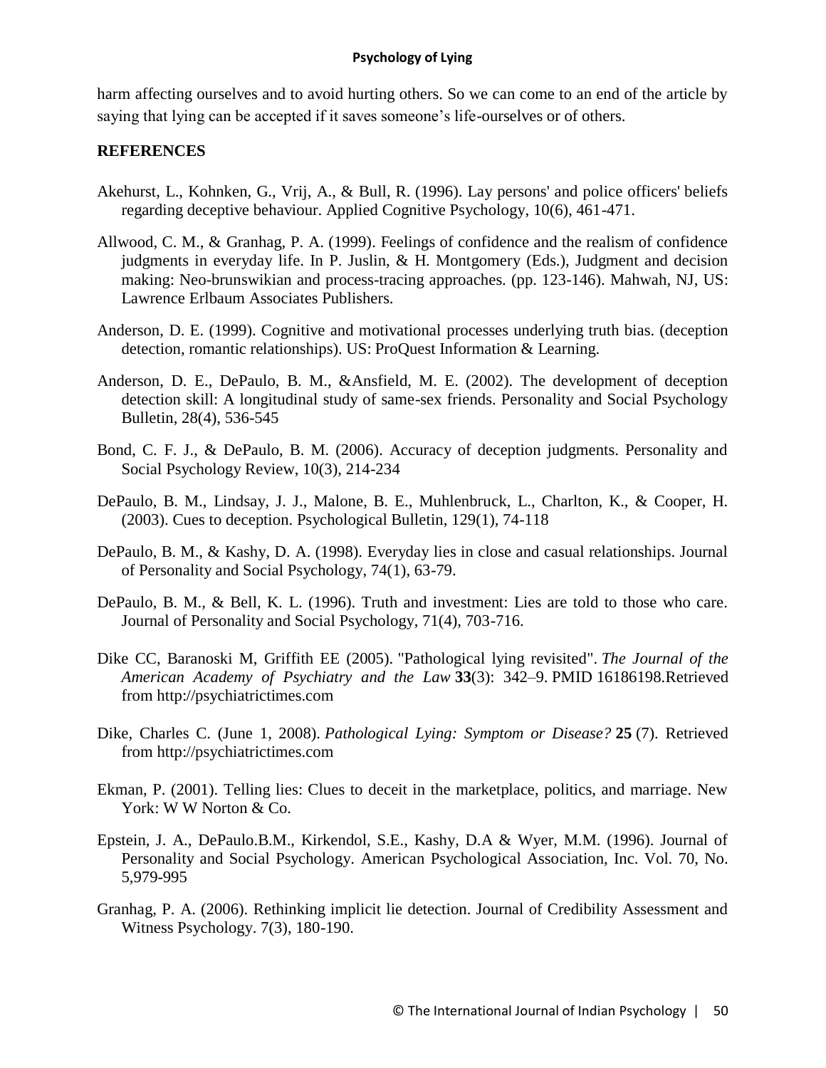harm affecting ourselves and to avoid hurting others. So we can come to an end of the article by saying that lying can be accepted if it saves someone's life-ourselves or of others.

## REFERENCES

Akehurst, L., Kohnken, G., Vrij, A., & Bull, R. (1996). Lay persons' and police officers' beliefs regarding deceptive behaviour. Applied Cognitive Psychology, 10(6), 461-471.

Allwood, C. M., & Granhag, P. A. (1999). Feelings of confidence and the realism of confidence judgments in everyday life. In P. Juslin, & H. Montgomery (Eds.), Judgment and decision making: Neo-brunswikian and process-tracing approaches. (pp. 123-146). Mahwah, NJ, US: Lawrence Erlbaum Associates Publishers.

Anderson, D. E. (1999). Cognitive and motivational processes underlying truth bias. (deception detection, romantic relationships). US: ProQuest Information & Learning.

Anderson, D. E., DePaulo, B. M., &Ansfield, M. E. (2002). The development of deception detection skill: A longitudinal study of same-sex friends. Personality and Social Psychology Bulletin, 28(4), 536-545

Bond, C. F. J., & DePaulo, B. M. (2006). Accuracy of deception judgments. Personality and Social Psychology Review, 10(3), 214-234

DePaulo, B. M., Lindsay, J. J., Malone, B. E., Muhlenbruck, L., Charlton, K., & Cooper, H. (2003). Cues to deception. Psychological Bulletin, 129(1), 74-118

DePaulo, B. M., & Kashy, D. A. (1998). Everyday lies in close and casual relationships. Journal of Personality and Social Psychology, 74(1), 63-79.

DePaulo, B. M., & Bell, K. L. (1996). Truth and investment: Lies are told to those who care. Journal of Personality and Social Psychology, 71(4), 703-716.

Dike CC, Baranoski M, Griffith EE (2005). "Pathological lying revisited". *The Journal of the American Academy of Psychiatry and the Law* **33**(3): 342–9. PMID 16186198.Retrieved from http://psychiatrictimes.com

Dike, Charles C. (June 1, 2008). *Pathological Lying: Symptom or Disease?* **25** (7). Retrieved from http://psychiatrictimes.com

Ekman, P. (2001). Telling lies: Clues to deceit in the marketplace, politics, and marriage. New York: W W Norton & Co.

Epstein, J. A., DePaulo.B.M., Kirkendol, S.E., Kashy, D.A & Wyer, M.M. (1996). Journal of Personality and Social Psychology. American Psychological Association, Inc. Vol. 70, No. 5,979-995

Granhag, P. A. (2006). Rethinking implicit lie detection. Journal of Credibility Assessment and Witness Psychology. 7(3), 180-190.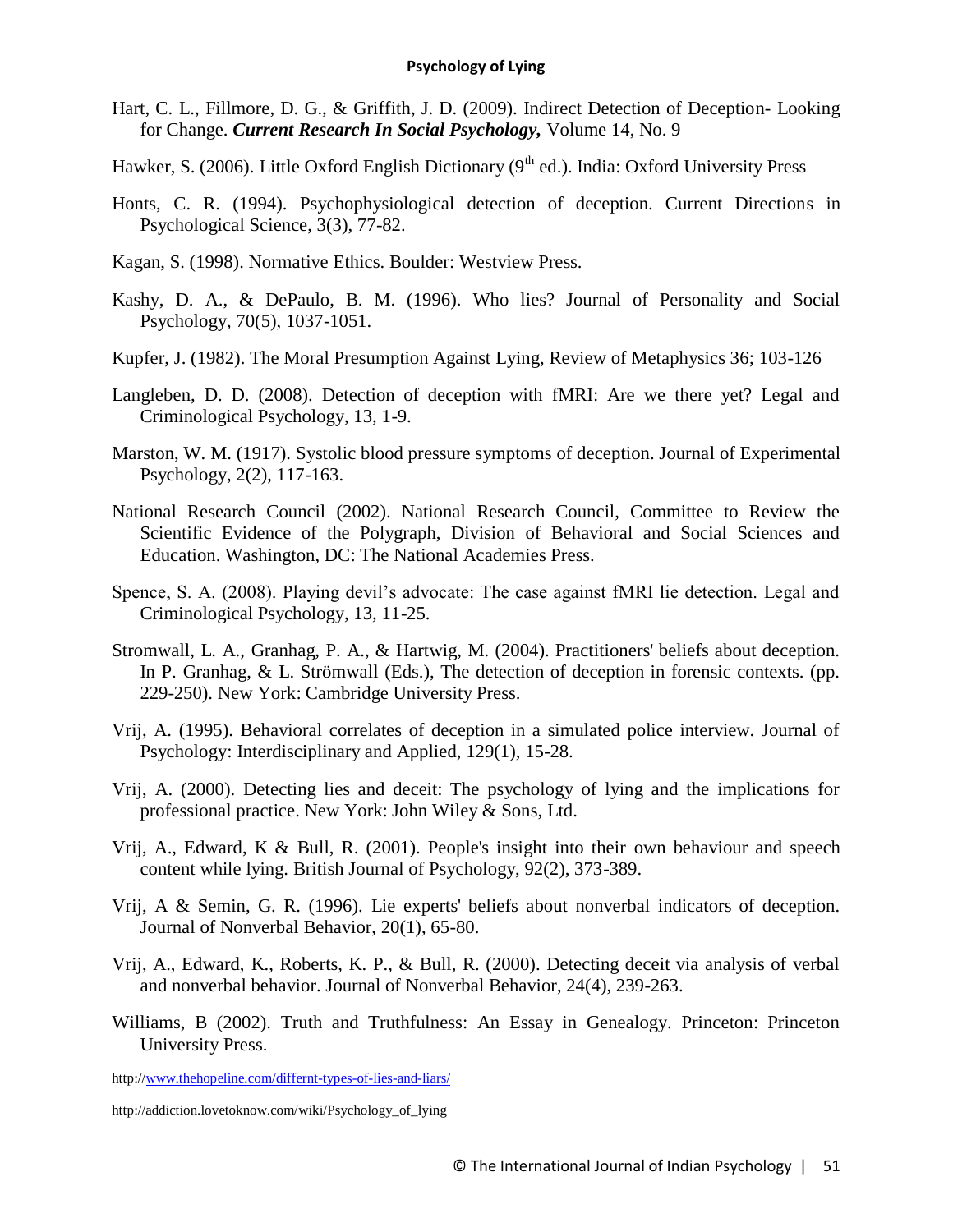Hart, C. L., Fillmore, D. G., & Griffith, J. D. (2009). Indirect Detection of Deception- Looking for Change. ***Current Research In Social Psychology,*** Volume 14, No. 9

Hawker, S. (2006). Little Oxford English Dictionary (9th ed.). India: Oxford University Press

Honts, C. R. (1994). Psychophysiological detection of deception. Current Directions in Psychological Science, 3(3), 77-82.

Kagan, S. (1998). Normative Ethics. Boulder: Westview Press.

Kashy, D. A., & DePaulo, B. M. (1996). Who lies? Journal of Personality and Social Psychology, 70(5), 1037-1051.

Kupfer, J. (1982). The Moral Presumption Against Lying, Review of Metaphysics 36; 103-126

Langleben, D. D. (2008). Detection of deception with fMRI: Are we there yet? Legal and Criminological Psychology, 13, 1-9.

Marston, W. M. (1917). Systolic blood pressure symptoms of deception. Journal of Experimental Psychology, 2(2), 117-163.

National Research Council (2002). National Research Council, Committee to Review the Scientific Evidence of the Polygraph, Division of Behavioral and Social Sciences and Education. Washington, DC: The National Academies Press.

Spence, S. A. (2008). Playing devil's advocate: The case against fMRI lie detection. Legal and Criminological Psychology, 13, 11-25.

Stromwall, L. A., Granhag, P. A., & Hartwig, M. (2004). Practitioners' beliefs about deception. In P. Granhag, & L. Strömwall (Eds.), The detection of deception in forensic contexts. (pp. 229-250). New York: Cambridge University Press.

Vrij, A. (1995). Behavioral correlates of deception in a simulated police interview. Journal of Psychology: Interdisciplinary and Applied, 129(1), 15-28.

Vrij, A. (2000). Detecting lies and deceit: The psychology of lying and the implications for professional practice. New York: John Wiley & Sons, Ltd.

Vrij, A., Edward, K & Bull, R. (2001). People's insight into their own behaviour and speech content while lying. British Journal of Psychology, 92(2), 373-389.

Vrij, A & Semin, G. R. (1996). Lie experts' beliefs about nonverbal indicators of deception. Journal of Nonverbal Behavior, 20(1), 65-80.

Vrij, A., Edward, K., Roberts, K. P., & Bull, R. (2000). Detecting deceit via analysis of verbal and nonverbal behavior. Journal of Nonverbal Behavior, 24(4), 239-263.

Williams, B (2002). Truth and Truthfulness: An Essay in Genealogy. Princeton: Princeton University Press.

http://www.thehopeline.com/differnt-types-of-lies-and-liars/

http://addiction.lovetoknow.com/wiki/Psychology_of_lying